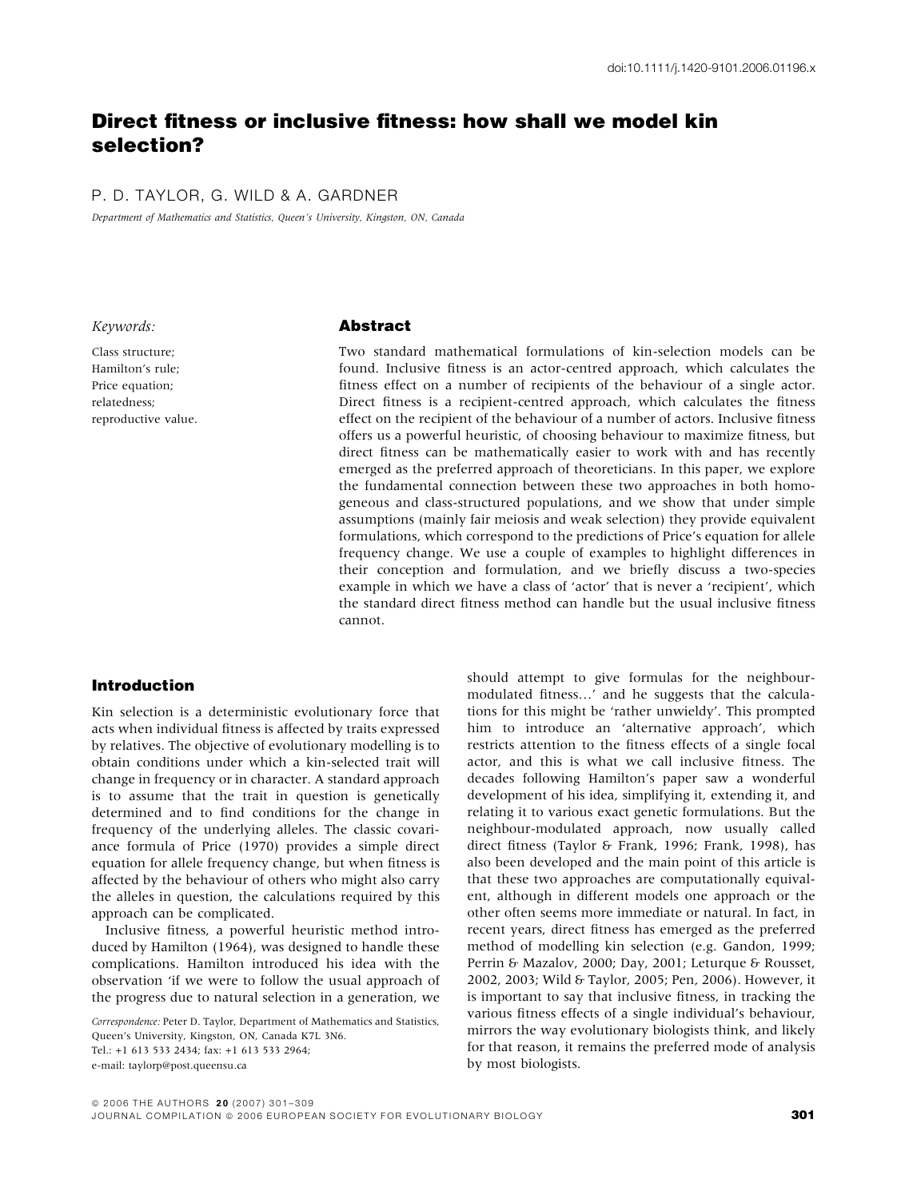doi:10.1111/j.1420-9101.2006.01196.x

# Direct fitness or inclusive fitness: how shall we model kin selection?

P. D. TAYLOR, G. WILD & A. GARDNER

*Department of Mathematics and Statistics, Queen's University, Kingston, ON, Canada*

*Keywords:*

Class structure;
Hamilton's rule;
Price equation;
relatedness;
reproductive value.

## Abstract

Two standard mathematical formulations of kin-selection models can be found. Inclusive fitness is an actor-centred approach, which calculates the fitness effect on a number of recipients of the behaviour of a single actor. Direct fitness is a recipient-centred approach, which calculates the fitness effect on the recipient of the behaviour of a number of actors. Inclusive fitness offers us a powerful heuristic, of choosing behaviour to maximize fitness, but direct fitness can be mathematically easier to work with and has recently emerged as the preferred approach of theoreticians. In this paper, we explore the fundamental connection between these two approaches in both homogeneous and class-structured populations, and we show that under simple assumptions (mainly fair meiosis and weak selection) they provide equivalent formulations, which correspond to the predictions of Price's equation for allele frequency change. We use a couple of examples to highlight differences in their conception and formulation, and we briefly discuss a two-species example in which we have a class of 'actor' that is never a 'recipient', which the standard direct fitness method can handle but the usual inclusive fitness cannot.

## Introduction

Kin selection is a deterministic evolutionary force that acts when individual fitness is affected by traits expressed by relatives. The objective of evolutionary modelling is to obtain conditions under which a kin-selected trait will change in frequency or in character. A standard approach is to assume that the trait in question is genetically determined and to find conditions for the change in frequency of the underlying alleles. The classic covariance formula of Price (1970) provides a simple direct equation for allele frequency change, but when fitness is affected by the behaviour of others who might also carry the alleles in question, the calculations required by this approach can be complicated.

Inclusive fitness, a powerful heuristic method introduced by Hamilton (1964), was designed to handle these complications. Hamilton introduced his idea with the observation 'if we were to follow the usual approach of the progress due to natural selection in a generation, we should attempt to give formulas for the neighbour-modulated fitness…' and he suggests that the calculations for this might be 'rather unwieldy'. This prompted him to introduce an 'alternative approach', which restricts attention to the fitness effects of a single focal actor, and this is what we call inclusive fitness. The decades following Hamilton's paper saw a wonderful development of his idea, simplifying it, extending it, and relating it to various exact genetic formulations. But the neighbour-modulated approach, now usually called direct fitness (Taylor & Frank, 1996; Frank, 1998), has also been developed and the main point of this article is that these two approaches are computationally equivalent, although in different models one approach or the other often seems more immediate or natural. In fact, in recent years, direct fitness has emerged as the preferred method of modelling kin selection (e.g. Gandon, 1999; Perrin & Mazalov, 2000; Day, 2001; Leturque & Rousset, 2002, 2003; Wild & Taylor, 2005; Pen, 2006). However, it is important to say that inclusive fitness, in tracking the various fitness effects of a single individual's behaviour, mirrors the way evolutionary biologists think, and likely for that reason, it remains the preferred mode of analysis by most biologists.

*Correspondence:* Peter D. Taylor, Department of Mathematics and Statistics, Queen's University, Kingston, ON, Canada K7L 3N6.
Tel.: +1 613 533 2434; fax: +1 613 533 2964;
e-mail: taylorp@post.queensu.ca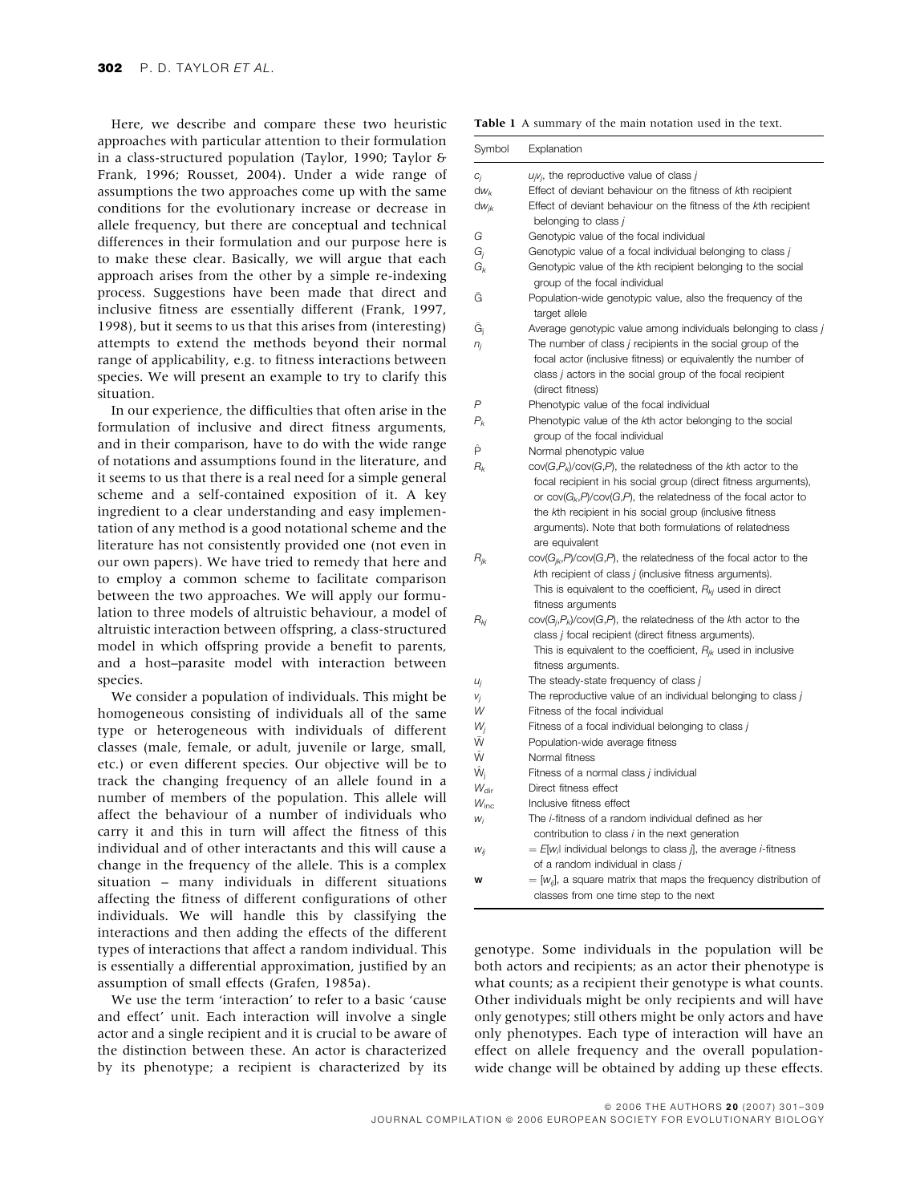Here, we describe and compare these two heuristic approaches with particular attention to their formulation in a class-structured population (Taylor, 1990; Taylor & Frank, 1996; Rousset, 2004). Under a wide range of assumptions the two approaches come up with the same conditions for the evolutionary increase or decrease in allele frequency, but there are conceptual and technical differences in their formulation and our purpose here is to make these clear. Basically, we will argue that each approach arises from the other by a simple re-indexing process. Suggestions have been made that direct and inclusive fitness are essentially different (Frank, 1997, 1998), but it seems to us that this arises from (interesting) attempts to extend the methods beyond their normal range of applicability, e.g. to fitness interactions between species. We will present an example to try to clarify this situation.

In our experience, the difficulties that often arise in the formulation of inclusive and direct fitness arguments, and in their comparison, have to do with the wide range of notations and assumptions found in the literature, and it seems to us that there is a real need for a simple general scheme and a self-contained exposition of it. A key ingredient to a clear understanding and easy implementation of any method is a good notational scheme and the literature has not consistently provided one (not even in our own papers). We have tried to remedy that here and to employ a common scheme to facilitate comparison between the two approaches. We will apply our formulation to three models of altruistic behaviour, a model of altruistic interaction between offspring, a class-structured model in which offspring provide a benefit to parents, and a host–parasite model with interaction between species.

We consider a population of individuals. This might be homogeneous consisting of individuals all of the same type or heterogeneous with individuals of different classes (male, female, or adult, juvenile or large, small, etc.) or even different species. Our objective will be to track the changing frequency of an allele found in a number of members of the population. This allele will affect the behaviour of a number of individuals who carry it and this in turn will affect the fitness of this individual and of other interactants and this will cause a change in the frequency of the allele. This is a complex situation – many individuals in different situations affecting the fitness of different configurations of other individuals. We will handle this by classifying the interactions and then adding the effects of the different types of interactions that affect a random individual. This is essentially a differential approximation, justified by an assumption of small effects (Grafen, 1985a).

We use the term 'interaction' to refer to a basic 'cause and effect' unit. Each interaction will involve a single actor and a single recipient and it is crucial to be aware of the distinction between these. An actor is characterized by its phenotype; a recipient is characterized by its genotype. Some individuals in the population will be both actors and recipients; as an actor their phenotype is what counts; as a recipient their genotype is what counts. Other individuals might be only recipients and will have only genotypes; still others might be only actors and have only phenotypes. Each type of interaction will have an effect on allele frequency and the overall population-wide change will be obtained by adding up these effects.

**Table 1** A summary of the main notation used in the text.

| Symbol | Explanation |
|---|---|
| $c_j$ | $u_j v_j$, the reproductive value of class $j$ |
| $dw_k$ | Effect of deviant behaviour on the fitness of $k$th recipient |
| $dw_{jk}$ | Effect of deviant behaviour on the fitness of the $k$th recipient belonging to class $j$ |
| $G$ | Genotypic value of the focal individual |
| $G_j$ | Genotypic value of a focal individual belonging to class $j$ |
| $G_k$ | Genotypic value of the $k$th recipient belonging to the social group of the focal individual |
| $\bar{G}$ | Population-wide genotypic value, also the frequency of the target allele |
| $\bar{G}_j$ | Average genotypic value among individuals belonging to class $j$ |
| $n_j$ | The number of class $j$ recipients in the social group of the focal actor (inclusive fitness) or equivalently the number of class $j$ actors in the social group of the focal recipient (direct fitness) |
| $P$ | Phenotypic value of the focal individual |
| $P_k$ | Phenotypic value of the $k$th actor belonging to the social group of the focal individual |
| $\hat{P}$ | Normal phenotypic value |
| $R_k$ | cov($G$,$P_k$)/cov($G$,$P$), the relatedness of the $k$th actor to the focal recipient in his social group (direct fitness arguments), or cov($G_k$,$P$)/cov($G$,$P$), the relatedness of the focal actor to the $k$th recipient in his social group (inclusive fitness arguments). Note that both formulations of relatedness are equivalent |
| $R_{jk}$ | cov($G_{jk}$,$P$)/cov($G$,$P$), the relatedness of the focal actor to the $k$th recipient of class $j$ (inclusive fitness arguments). This is equivalent to the coefficient, $R_{kj}$ used in direct fitness arguments |
| $R_{kj}$ | cov($G_j$,$P_k$)/cov($G$,$P$), the relatedness of the $k$th actor to the class $j$ focal recipient (direct fitness arguments). This is equivalent to the coefficient, $R_{jk}$ used in inclusive fitness arguments. |
| $u_j$ | The steady-state frequency of class $j$ |
| $v_j$ | The reproductive value of an individual belonging to class $j$ |
| $W$ | Fitness of the focal individual |
| $W_j$ | Fitness of a focal individual belonging to class $j$ |
| $\bar{W}$ | Population-wide average fitness |
| $\hat{W}$ | Normal fitness |
| $\hat{W}_j$ | Fitness of a normal class $j$ individual |
| $W_{dir}$ | Direct fitness effect |
| $W_{inc}$ | Inclusive fitness effect |
| $w_i$ | The $i$-fitness of a random individual defined as her contribution to class $i$ in the next generation |
| $w_{ij}$ | $= E[w_i \mid$ individual belongs to class $j]$, the average $i$-fitness of a random individual in class $j$ |
| $\mathbf{w}$ | $= [w_{ij}]$, a square matrix that maps the frequency distribution of classes from one time step to the next |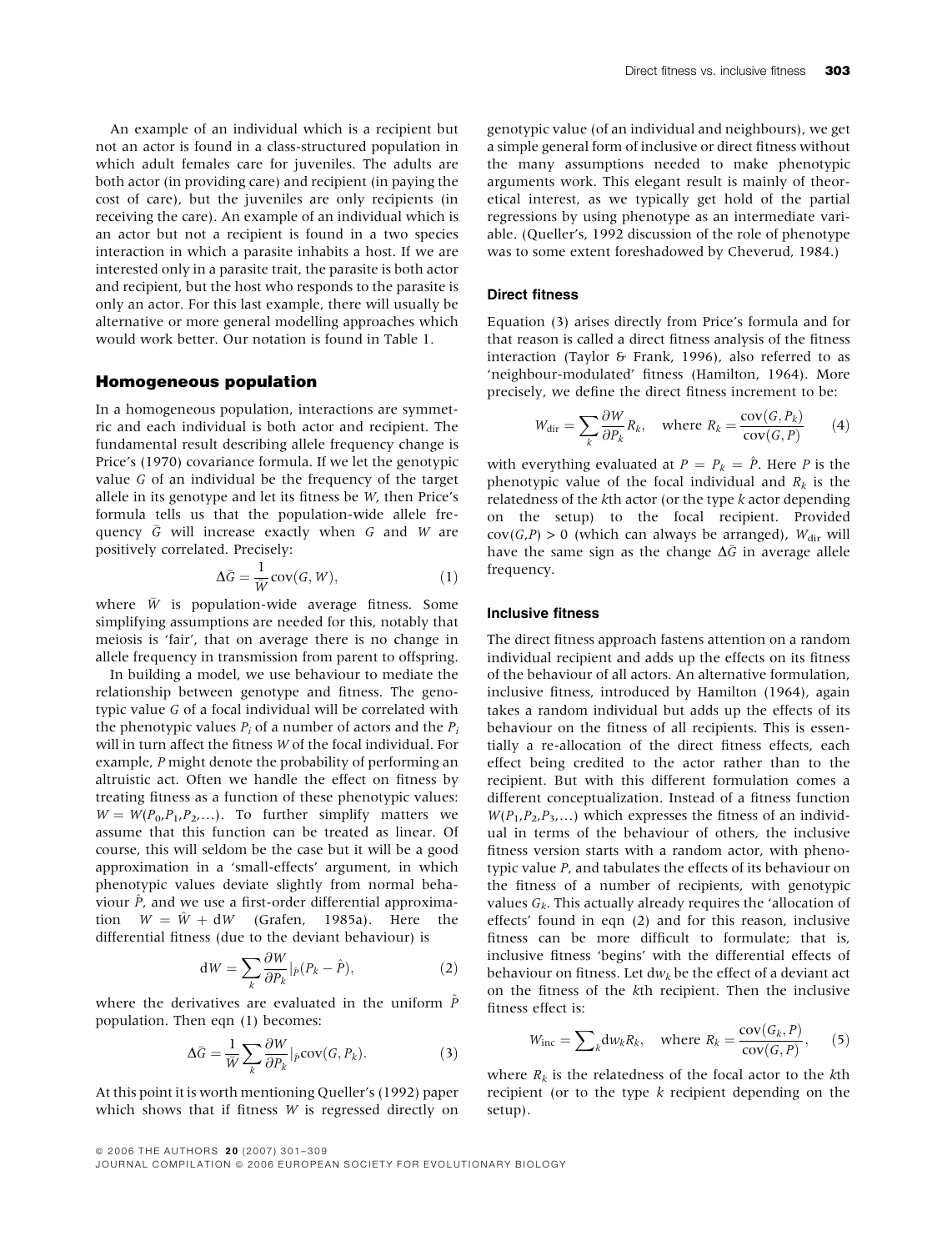An example of an individual which is a recipient but not an actor is found in a class-structured population in which adult females care for juveniles. The adults are both actor (in providing care) and recipient (in paying the cost of care), but the juveniles are only recipients (in receiving the care). An example of an individual which is an actor but not a recipient is found in a two species interaction in which a parasite inhabits a host. If we are interested only in a parasite trait, the parasite is both actor and recipient, but the host who responds to the parasite is only an actor. For this last example, there will usually be alternative or more general modelling approaches which would work better. Our notation is found in Table 1.

## Homogeneous population

In a homogeneous population, interactions are symmetric and each individual is both actor and recipient. The fundamental result describing allele frequency change is Price's (1970) covariance formula. If we let the genotypic value $G$ of an individual be the frequency of the target allele in its genotype and let its fitness be $W$, then Price's formula tells us that the population-wide allele frequency $\bar{G}$ will increase exactly when $G$ and $W$ are positively correlated. Precisely:

$$\Delta\bar{G} = \frac{1}{\bar{W}}\mathrm{cov}(G, W), \tag{1}$$

where $\bar{W}$ is population-wide average fitness. Some simplifying assumptions are needed for this, notably that meiosis is 'fair', that on average there is no change in allele frequency in transmission from parent to offspring.

In building a model, we use behaviour to mediate the relationship between genotype and fitness. The genotypic value $G$ of a focal individual will be correlated with the phenotypic values $P_i$ of a number of actors and the $P_i$ will in turn affect the fitness $W$ of the focal individual. For example, $P$ might denote the probability of performing an altruistic act. Often we handle the effect on fitness by treating fitness as a function of these phenotypic values: $W = W(P_0, P_1, P_2, \ldots)$. To further simplify matters we assume that this function can be treated as linear. Of course, this will seldom be the case but it will be a good approximation in a 'small-effects' argument, in which phenotypic values deviate slightly from normal behaviour $\hat{P}$, and we use a first-order differential approximation $W = \hat{W} + \mathrm{d}W$ (Grafen, 1985a). Here the differential fitness (due to the deviant behaviour) is

$$\mathrm{d}W = \sum_k \frac{\partial W}{\partial P_k}\Big|_{\hat{P}}(P_k - \hat{P}), \tag{2}$$

where the derivatives are evaluated in the uniform $\hat{P}$ population. Then eqn (1) becomes:

$$\Delta\bar{G} = \frac{1}{\bar{W}}\sum_k \frac{\partial W}{\partial P_k}\Big|_{\hat{P}}\mathrm{cov}(G, P_k). \tag{3}$$

At this point it is worth mentioning Queller's (1992) paper which shows that if fitness $W$ is regressed directly on genotypic value (of an individual and neighbours), we get a simple general form of inclusive or direct fitness without the many assumptions needed to make phenotypic arguments work. This elegant result is mainly of theoretical interest, as we typically get hold of the partial regressions by using phenotype as an intermediate variable. (Queller's, 1992 discussion of the role of phenotype was to some extent foreshadowed by Cheverud, 1984.)

### Direct fitness

Equation (3) arises directly from Price's formula and for that reason is called a direct fitness analysis of the fitness interaction (Taylor & Frank, 1996), also referred to as 'neighbour-modulated' fitness (Hamilton, 1964). More precisely, we define the direct fitness increment to be:

$$W_{\mathrm{dir}} = \sum_k \frac{\partial W}{\partial P_k} R_k, \quad \text{where } R_k = \frac{\mathrm{cov}(G, P_k)}{\mathrm{cov}(G, P)} \tag{4}$$

with everything evaluated at $P = P_k = \hat{P}$. Here $P$ is the phenotypic value of the focal individual and $R_k$ is the relatedness of the $k$th actor (or the type $k$ actor depending on the setup) to the focal recipient. Provided $\mathrm{cov}(G,P) > 0$ (which can always be arranged), $W_{\mathrm{dir}}$ will have the same sign as the change $\Delta\bar{G}$ in average allele frequency.

### Inclusive fitness

The direct fitness approach fastens attention on a random individual recipient and adds up the effects on its fitness of the behaviour of all actors. An alternative formulation, inclusive fitness, introduced by Hamilton (1964), again takes a random individual but adds up the effects of its behaviour on the fitness of all recipients. This is essentially a re-allocation of the direct fitness effects, each effect being credited to the actor rather than to the recipient. But with this different formulation comes a different conceptualization. Instead of a fitness function $W(P_1, P_2, P_3, \ldots)$ which expresses the fitness of an individual in terms of the behaviour of others, the inclusive fitness version starts with a random actor, with phenotypic value $P$, and tabulates the effects of its behaviour on the fitness of a number of recipients, with genotypic values $G_k$. This actually already requires the 'allocation of effects' found in eqn (2) and for this reason, inclusive fitness can be more difficult to formulate; that is, inclusive fitness 'begins' with the differential effects of behaviour on fitness. Let $\mathrm{d}w_k$ be the effect of a deviant act on the fitness of the $k$th recipient. Then the inclusive fitness effect is:

$$W_{\mathrm{inc}} = \sum\nolimits_k \mathrm{d}w_k R_k, \quad \text{where } R_k = \frac{\mathrm{cov}(G_k, P)}{\mathrm{cov}(G, P)}, \tag{5}$$

where $R_k$ is the relatedness of the focal actor to the $k$th recipient (or to the type $k$ recipient depending on the setup).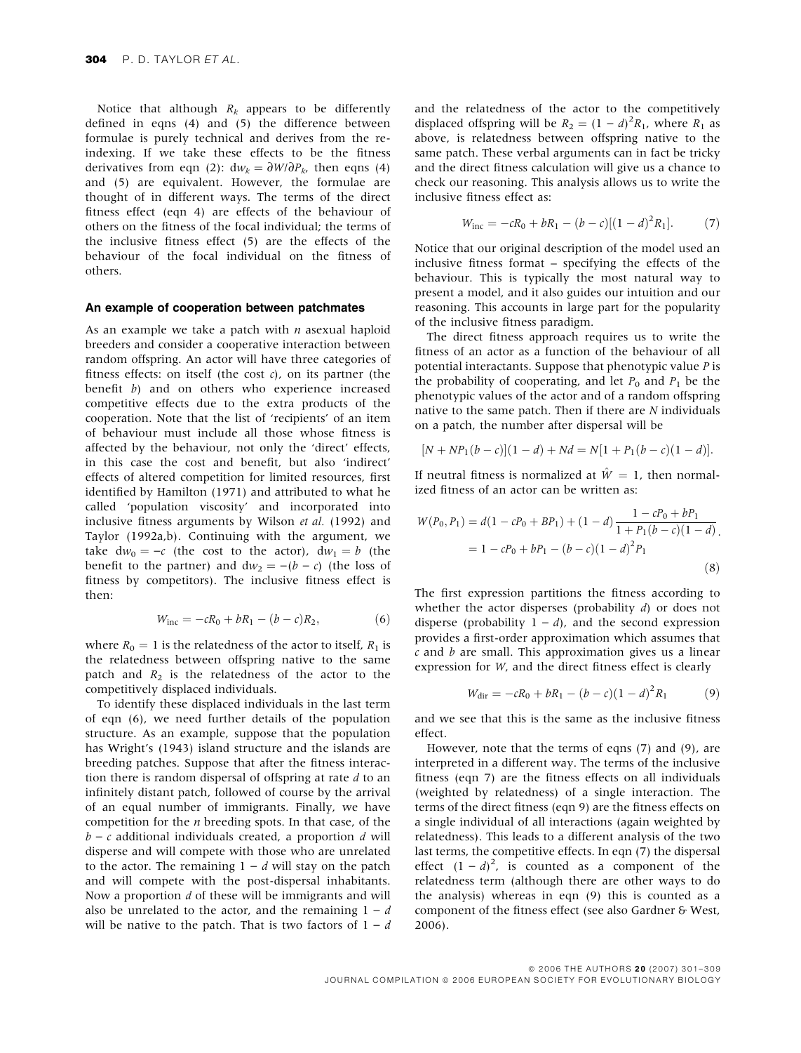Notice that although $R_k$ appears to be differently defined in eqns (4) and (5) the difference between formulae is purely technical and derives from the re-indexing. If we take these effects to be the fitness derivatives from eqn (2): $dw_k = \partial W/\partial P_k$, then eqns (4) and (5) are equivalent. However, the formulae are thought of in different ways. The terms of the direct fitness effect (eqn 4) are effects of the behaviour of others on the fitness of the focal individual; the terms of the inclusive fitness effect (5) are the effects of the behaviour of the focal individual on the fitness of others.

### An example of cooperation between patchmates

As an example we take a patch with $n$ asexual haploid breeders and consider a cooperative interaction between random offspring. An actor will have three categories of fitness effects: on itself (the cost $c$), on its partner (the benefit $b$) and on others who experience increased competitive effects due to the extra products of the cooperation. Note that the list of 'recipients' of an item of behaviour must include all those whose fitness is affected by the behaviour, not only the 'direct' effects, in this case the cost and benefit, but also 'indirect' effects of altered competition for limited resources, first identified by Hamilton (1971) and attributed to what he called 'population viscosity' and incorporated into inclusive fitness arguments by Wilson *et al.* (1992) and Taylor (1992a,b). Continuing with the argument, we take $dw_0 = -c$ (the cost to the actor), $dw_1 = b$ (the benefit to the partner) and $dw_2 = -(b - c)$ (the loss of fitness by competitors). The inclusive fitness effect is then:

$$W_{\text{inc}} = -cR_0 + bR_1 - (b - c)R_2, \tag{6}$$

where $R_0 = 1$ is the relatedness of the actor to itself, $R_1$ is the relatedness between offspring native to the same patch and $R_2$ is the relatedness of the actor to the competitively displaced individuals.

To identify these displaced individuals in the last term of eqn (6), we need further details of the population structure. As an example, suppose that the population has Wright's (1943) island structure and the islands are breeding patches. Suppose that after the fitness interaction there is random dispersal of offspring at rate $d$ to an infinitely distant patch, followed of course by the arrival of an equal number of immigrants. Finally, we have competition for the $n$ breeding spots. In that case, of the $b - c$ additional individuals created, a proportion $d$ will disperse and will compete with those who are unrelated to the actor. The remaining $1 - d$ will stay on the patch and will compete with the post-dispersal inhabitants. Now a proportion $d$ of these will be immigrants and will also be unrelated to the actor, and the remaining $1 - d$ will be native to the patch. That is two factors of $1 - d$ and the relatedness of the actor to the competitively displaced offspring will be $R_2 = (1 - d)^2 R_1$, where $R_1$ as above, is relatedness between offspring native to the same patch. These verbal arguments can in fact be tricky and the direct fitness calculation will give us a chance to check our reasoning. This analysis allows us to write the inclusive fitness effect as:

$$W_{\text{inc}} = -cR_0 + bR_1 - (b - c)[(1 - d)^2 R_1]. \tag{7}$$

Notice that our original description of the model used an inclusive fitness format – specifying the effects of the behaviour. This is typically the most natural way to present a model, and it also guides our intuition and our reasoning. This accounts in large part for the popularity of the inclusive fitness paradigm.

The direct fitness approach requires us to write the fitness of an actor as a function of the behaviour of all potential interactants. Suppose that phenotypic value $P$ is the probability of cooperating, and let $P_0$ and $P_1$ be the phenotypic values of the actor and of a random offspring native to the same patch. Then if there are $N$ individuals on a patch, the number after dispersal will be

$$[N + NP_1(b - c)](1 - d) + Nd = N[1 + P_1(b - c)(1 - d)].$$

If neutral fitness is normalized at $\hat{W} = 1$, then normalized fitness of an actor can be written as:

$$\begin{aligned} W(P_0, P_1) &= d(1 - cP_0 + BP_1) + (1 - d)\frac{1 - cP_0 + bP_1}{1 + P_1(b - c)(1 - d)}. \\ &= 1 - cP_0 + bP_1 - (b - c)(1 - d)^2 P_1 \end{aligned} \tag{8}$$

The first expression partitions the fitness according to whether the actor disperses (probability $d$) or does not disperse (probability $1 - d$), and the second expression provides a first-order approximation which assumes that $c$ and $b$ are small. This approximation gives us a linear expression for $W$, and the direct fitness effect is clearly

$$W_{\text{dir}} = -cR_0 + bR_1 - (b - c)(1 - d)^2 R_1 \tag{9}$$

and we see that this is the same as the inclusive fitness effect.

However, note that the terms of eqns (7) and (9), are interpreted in a different way. The terms of the inclusive fitness (eqn 7) are the fitness effects on all individuals (weighted by relatedness) of a single interaction. The terms of the direct fitness (eqn 9) are the fitness effects on a single individual of all interactions (again weighted by relatedness). This leads to a different analysis of the two last terms, the competitive effects. In eqn (7) the dispersal effect $(1 - d)^2$, is counted as a component of the relatedness term (although there are other ways to do the analysis) whereas in eqn (9) this is counted as a component of the fitness effect (see also Gardner & West, 2006).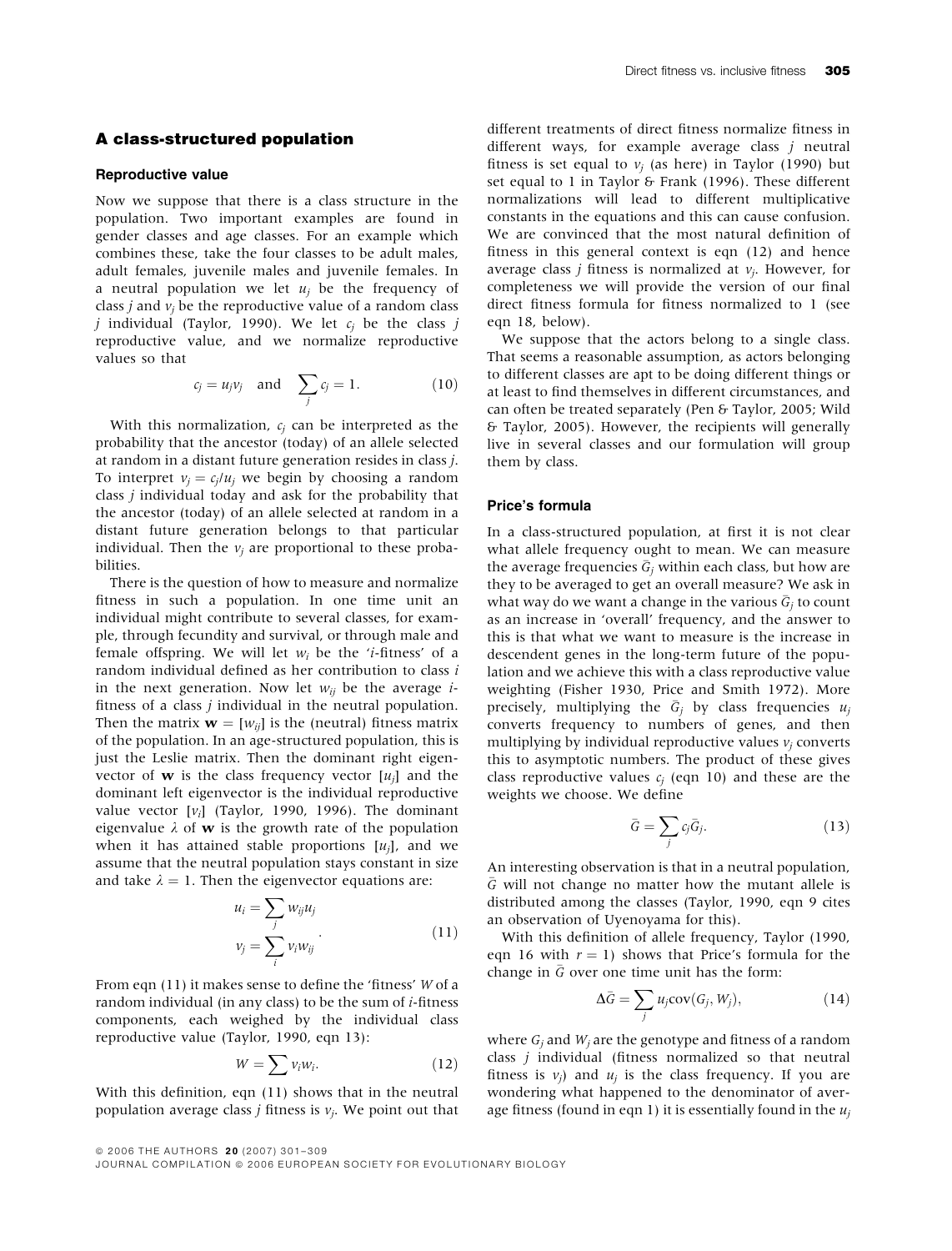## A class-structured population

### Reproductive value

Now we suppose that there is a class structure in the population. Two important examples are found in gender classes and age classes. For an example which combines these, take the four classes to be adult males, adult females, juvenile males and juvenile females. In a neutral population we let $u_j$ be the frequency of class $j$ and $v_j$ be the reproductive value of a random class $j$ individual (Taylor, 1990). We let $c_j$ be the class $j$ reproductive value, and we normalize reproductive values so that

$$c_j = u_j v_j \quad \text{and} \quad \sum_j c_j = 1. \tag{10}$$

With this normalization, $c_j$ can be interpreted as the probability that the ancestor (today) of an allele selected at random in a distant future generation resides in class $j$. To interpret $v_j = c_j/u_j$ we begin by choosing a random class $j$ individual today and ask for the probability that the ancestor (today) of an allele selected at random in a distant future generation belongs to that particular individual. Then the $v_j$ are proportional to these probabilities.

There is the question of how to measure and normalize fitness in such a population. In one time unit an individual might contribute to several classes, for example, through fecundity and survival, or through male and female offspring. We will let $w_i$ be the '$i$-fitness' of a random individual defined as her contribution to class $i$ in the next generation. Now let $w_{ij}$ be the average $i$-fitness of a class $j$ individual in the neutral population. Then the matrix $\mathbf{w} = [w_{ij}]$ is the (neutral) fitness matrix of the population. In an age-structured population, this is just the Leslie matrix. Then the dominant right eigenvector of $\mathbf{w}$ is the class frequency vector $[u_j]$ and the dominant left eigenvector is the individual reproductive value vector $[v_i]$ (Taylor, 1990, 1996). The dominant eigenvalue $\lambda$ of $\mathbf{w}$ is the growth rate of the population when it has attained stable proportions $[u_j]$, and we assume that the neutral population stays constant in size and take $\lambda = 1$. Then the eigenvector equations are:

$$\begin{aligned} u_i &= \sum_j w_{ij} u_j \\ v_j &= \sum_i v_i w_{ij} \end{aligned}. \tag{11}$$

From eqn (11) it makes sense to define the 'fitness' $W$ of a random individual (in any class) to be the sum of $i$-fitness components, each weighed by the individual class reproductive value (Taylor, 1990, eqn 13):

$$W = \sum v_i w_i. \tag{12}$$

With this definition, eqn (11) shows that in the neutral population average class $j$ fitness is $v_j$. We point out that different treatments of direct fitness normalize fitness in different ways, for example average class $j$ neutral fitness is set equal to $v_j$ (as here) in Taylor (1990) but set equal to 1 in Taylor & Frank (1996). These different normalizations will lead to different multiplicative constants in the equations and this can cause confusion. We are convinced that the most natural definition of fitness in this general context is eqn (12) and hence average class $j$ fitness is normalized at $v_j$. However, for completeness we will provide the version of our final direct fitness formula for fitness normalized to 1 (see eqn 18, below).

We suppose that the actors belong to a single class. That seems a reasonable assumption, as actors belonging to different classes are apt to be doing different things or at least to find themselves in different circumstances, and can often be treated separately (Pen & Taylor, 2005; Wild & Taylor, 2005). However, the recipients will generally live in several classes and our formulation will group them by class.

### Price's formula

In a class-structured population, at first it is not clear what allele frequency ought to mean. We can measure the average frequencies $\bar{G}_j$ within each class, but how are they to be averaged to get an overall measure? We ask in what way do we want a change in the various $\bar{G}_j$ to count as an increase in 'overall' frequency, and the answer to this is that what we want to measure is the increase in descendent genes in the long-term future of the population and we achieve this with a class reproductive value weighting (Fisher 1930, Price and Smith 1972). More precisely, multiplying the $\bar{G}_j$ by class frequencies $u_j$ converts frequency to numbers of genes, and then multiplying by individual reproductive values $v_j$ converts this to asymptotic numbers. The product of these gives class reproductive values $c_j$ (eqn 10) and these are the weights we choose. We define

$$\bar{G} = \sum_j c_j \bar{G}_j. \tag{13}$$

An interesting observation is that in a neutral population, $\bar{G}$ will not change no matter how the mutant allele is distributed among the classes (Taylor, 1990, eqn 9 cites an observation of Uyenoyama for this).

With this definition of allele frequency, Taylor (1990, eqn 16 with $r = 1$) shows that Price's formula for the change in $\bar{G}$ over one time unit has the form:

$$\Delta\bar{G} = \sum_j u_j \mathrm{cov}(G_j, W_j), \tag{14}$$

where $G_j$ and $W_j$ are the genotype and fitness of a random class $j$ individual (fitness normalized so that neutral fitness is $v_j$) and $u_j$ is the class frequency. If you are wondering what happened to the denominator of average fitness (found in eqn 1) it is essentially found in the $u_j$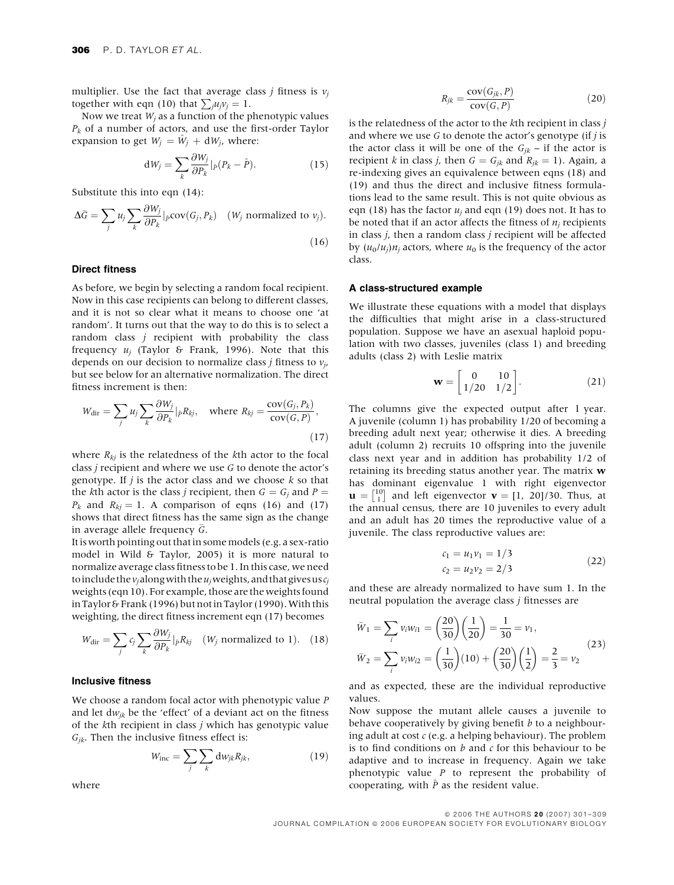multiplier. Use the fact that average class $j$ fitness is $v_j$ together with eqn (10) that $\sum_j u_j v_j = 1$.

Now we treat $W_j$ as a function of the phenotypic values $P_k$ of a number of actors, and use the first-order Taylor expansion to get $W_j = \hat{W}_j + \mathrm{d}W_j$, where:

$$\mathrm{d}W_j = \sum_k \frac{\partial W_j}{\partial P_k}\Big|_{\hat{P}}(P_k - \hat{P}). \tag{15}$$

Substitute this into eqn (14):

$$\Delta\bar{G} = \sum_j u_j \sum_k \frac{\partial W_j}{\partial P_k}\Big|_{\hat{P}}\mathrm{cov}(G_j, P_k) \quad (W_j \text{ normalized to } v_j). \tag{16}$$

### Direct fitness

As before, we begin by selecting a random focal recipient. Now in this case recipients can belong to different classes, and it is not so clear what it means to choose one 'at random'. It turns out that the way to do this is to select a random class $j$ recipient with probability the class frequency $u_j$ (Taylor & Frank, 1996). Note that this depends on our decision to normalize class $j$ fitness to $v_j$, but see below for an alternative normalization. The direct fitness increment is then:

$$W_{\mathrm{dir}} = \sum_j u_j \sum_k \frac{\partial W_j}{\partial P_k} R_{kj}, \quad \text{where } R_{kj} = \frac{\mathrm{cov}(G_j, P_k)}{\mathrm{cov}(G, P)}, \tag{17}$$

where $R_{kj}$ is the relatedness of the $k$th actor to the focal class $j$ recipient and where we use $G$ to denote the actor's genotype. If $j$ is the actor class and we choose $k$ so that the $k$th actor is the class $j$ recipient, then $G = G_j$ and $P = P_k$ and $R_{kj} = 1$. A comparison of eqns (16) and (17) shows that direct fitness has the same sign as the change in average allele frequency $\bar{G}$.

It is worth pointing out that in some models (e.g. a sex-ratio model in Wild & Taylor, 2005) it is more natural to normalize average class fitness to be 1. In this case, we need to include the $v_j$ along with the $u_j$ weights, and that gives us $c_j$ weights (eqn 10). For example, those are the weights found in Taylor & Frank (1996) but not in Taylor (1990). With this weighting, the direct fitness increment eqn (17) becomes

$$W_{\mathrm{dir}} = \sum_j c_j \sum_k \frac{\partial W_i}{\partial P_k}\Big|_{\hat{P}} R_{kj} \quad (W_j \text{ normalized to } 1). \tag{18}$$

### Inclusive fitness

We choose a random focal actor with phenotypic value $P$ and let $\mathrm{d}w_{jk}$ be the 'effect' of a deviant act on the fitness of the $k$th recipient in class $j$ which has genotypic value $G_{jk}$. Then the inclusive fitness effect is:

$$W_{\mathrm{inc}} = \sum_j \sum_k \mathrm{d}w_{jk} R_{jk}, \tag{19}$$

where

$$R_{jk} = \frac{\mathrm{cov}(G_{jk}, P)}{\mathrm{cov}(G, P)} \tag{20}$$

is the relatedness of the actor to the $k$th recipient in class $j$ and where we use $G$ to denote the actor's genotype (if $j$ is the actor class it will be one of the $G_{jk}$ – if the actor is recipient $k$ in class $j$, then $G = G_{jk}$ and $R_{jk} = 1$). Again, a re-indexing gives an equivalence between eqns (18) and (19) and thus the direct and inclusive fitness formulations lead to the same result. This is not quite obvious as eqn (18) has the factor $u_j$ and eqn (19) does not. It has to be noted that if an actor affects the fitness of $n_j$ recipients in class $j$, then a random class $j$ recipient will be affected by $(u_0/u_j)n_j$ actors, where $u_0$ is the frequency of the actor class.

### A class-structured example

We illustrate these equations with a model that displays the difficulties that might arise in a class-structured population. Suppose we have an asexual haploid population with two classes, juveniles (class 1) and breeding adults (class 2) with Leslie matrix

$$\mathbf{w} = \begin{bmatrix} 0 & 10 \\ 1/20 & 1/2 \end{bmatrix}. \tag{21}$$

The columns give the expected output after 1 year. A juvenile (column 1) has probability 1/20 of becoming a breeding adult next year; otherwise it dies. A breeding adult (column 2) recruits 10 offspring into the juvenile class next year and in addition has probability 1/2 of retaining its breeding status another year. The matrix $\mathbf{w}$ has dominant eigenvalue 1 with right eigenvector $\mathbf{u} = \begin{bmatrix}10\\1\end{bmatrix}$ and left eigenvector $\mathbf{v} = [1,\ 20]/30$. Thus, at the annual census, there are 10 juveniles to every adult and an adult has 20 times the reproductive value of a juvenile. The class reproductive values are:

$$\begin{aligned} c_1 &= u_1 v_1 = 1/3 \\ c_2 &= u_2 v_2 = 2/3 \end{aligned} \tag{22}$$

and these are already normalized to have sum 1. In the neutral population the average class $j$ fitnesses are

$$\begin{aligned} \bar{W}_1 &= \sum_i v_i w_{i1} = \left(\frac{20}{30}\right)\left(\frac{1}{20}\right) = \frac{1}{30} = v_1, \\ \bar{W}_2 &= \sum_i v_i w_{i2} = \left(\frac{1}{30}\right)(10) + \left(\frac{20}{30}\right)\left(\frac{1}{2}\right) = \frac{2}{3} = v_2 \end{aligned} \tag{23}$$

and as expected, these are the individual reproductive values.

Now suppose the mutant allele causes a juvenile to behave cooperatively by giving benefit $b$ to a neighbouring adult at cost $c$ (e.g. a helping behaviour). The problem is to find conditions on $b$ and $c$ for this behaviour to be adaptive and to increase in frequency. Again we take phenotypic value $P$ to represent the probability of cooperating, with $\hat{P}$ as the resident value.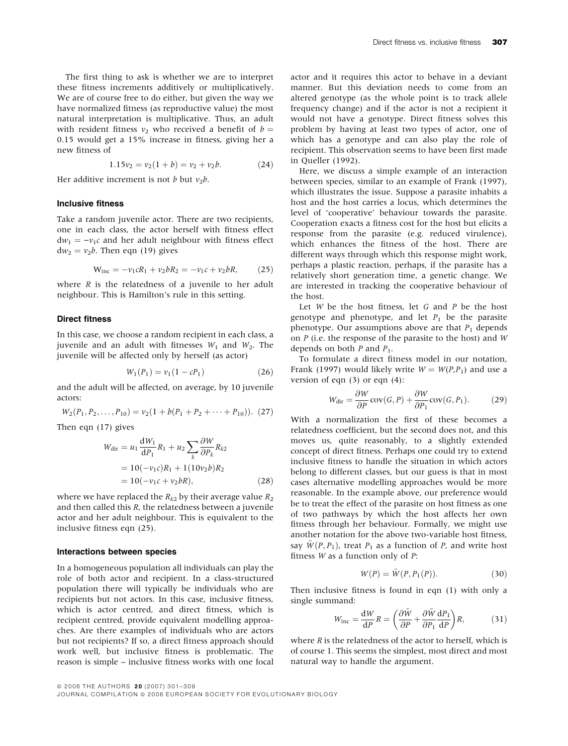The first thing to ask is whether we are to interpret these fitness increments additively or multiplicatively. We are of course free to do either, but given the way we have normalized fitness (as reproductive value) the most natural interpretation is multiplicative. Thus, an adult with resident fitness $v_2$ who received a benefit of $b = 0.15$ would get a 15% increase in fitness, giving her a new fitness of

$$1.15v_2 = v_2(1+b) = v_2 + v_2 b. \tag{24}$$

Her additive increment is not $b$ but $v_2 b$.

### Inclusive fitness

Take a random juvenile actor. There are two recipients, one in each class, the actor herself with fitness effect $dw_1 = -v_1 c$ and her adult neighbour with fitness effect $dw_2 = v_2 b$. Then eqn (19) gives

$$\mathrm{W}_{\mathrm{inc}} = -v_1 c R_1 + v_2 b R_2 = -v_1 c + v_2 b R, \tag{25}$$

where $R$ is the relatedness of a juvenile to her adult neighbour. This is Hamilton's rule in this setting.

### Direct fitness

In this case, we choose a random recipient in each class, a juvenile and an adult with fitnesses $W_1$ and $W_2$. The juvenile will be affected only by herself (as actor)

$$W_1(P_1) = v_1(1 - cP_1) \tag{26}$$

and the adult will be affected, on average, by 10 juvenile actors:

$$W_2(P_1, P_2, \ldots, P_{10}) = v_2(1 + b(P_1 + P_2 + \cdots + P_{10})). \tag{27}$$

Then eqn (17) gives

$$\begin{aligned} W_{\mathrm{dir}} &= u_1 \frac{dW_1}{dP_1} R_1 + u_2 \sum_k \frac{\partial W}{\partial P_k} R_{k2} \\ &= 10(-v_1 c)R_1 + 1(10 v_2 b)R_2 \\ &= 10(-v_1 c + v_2 b R), \end{aligned} \tag{28}$$

where we have replaced the $R_{k2}$ by their average value $R_2$ and then called this $R$, the relatedness between a juvenile actor and her adult neighbour. This is equivalent to the inclusive fitness eqn (25).

### Interactions between species

In a homogeneous population all individuals can play the role of both actor and recipient. In a class-structured population there will typically be individuals who are recipients but not actors. In this case, inclusive fitness, which is actor centred, and direct fitness, which is recipient centred, provide equivalent modelling approaches. Are there examples of individuals who are actors but not recipients? If so, a direct fitness approach should work well, but inclusive fitness is problematic. The reason is simple – inclusive fitness works with one focal actor and it requires this actor to behave in a deviant manner. But this deviation needs to come from an altered genotype (as the whole point is to track allele frequency change) and if the actor is not a recipient it would not have a genotype. Direct fitness solves this problem by having at least two types of actor, one of which has a genotype and can also play the role of recipient. This observation seems to have been first made in Queller (1992).

Here, we discuss a simple example of an interaction between species, similar to an example of Frank (1997), which illustrates the issue. Suppose a parasite inhabits a host and the host carries a locus, which determines the level of 'cooperative' behaviour towards the parasite. Cooperation exacts a fitness cost for the host but elicits a response from the parasite (e.g. reduced virulence), which enhances the fitness of the host. There are different ways through which this response might work, perhaps a plastic reaction, perhaps, if the parasite has a relatively short generation time, a genetic change. We are interested in tracking the cooperative behaviour of the host.

Let $W$ be the host fitness, let $G$ and $P$ be the host genotype and phenotype, and let $P_1$ be the parasite phenotype. Our assumptions above are that $P_1$ depends on $P$ (i.e. the response of the parasite to the host) and $W$ depends on both $P$ and $P_1$.

To formulate a direct fitness model in our notation, Frank (1997) would likely write $W = W(P, P_1)$ and use a version of eqn (3) or eqn (4):

$$W_{\mathrm{dir}} = \frac{\partial W}{\partial P}\mathrm{cov}(G, P) + \frac{\partial W}{\partial P_1}\mathrm{cov}(G, P_1). \tag{29}$$

With a normalization the first of these becomes a relatedness coefficient, but the second does not, and this moves us, quite reasonably, to a slightly extended concept of direct fitness. Perhaps one could try to extend inclusive fitness to handle the situation in which actors belong to different classes, but our guess is that in most cases alternative modelling approaches would be more reasonable. In the example above, our preference would be to treat the effect of the parasite on host fitness as one of two pathways by which the host affects her own fitness through her behaviour. Formally, we might use another notation for the above two-variable host fitness, say $\tilde{W}(P, P_1)$, treat $P_1$ as a function of $P$, and write host fitness $W$ as a function only of $P$:

$$W(P) = \tilde{W}(P, P_1(P)). \tag{30}$$

Then inclusive fitness is found in eqn (1) with only a single summand:

$$W_{\mathrm{inc}} = \frac{dW}{dP} R = \left( \frac{\partial \tilde{W}}{\partial P} + \frac{\partial \tilde{W}}{\partial P_1}\frac{dP_1}{dP} \right) R, \tag{31}$$

where $R$ is the relatedness of the actor to herself, which is of course 1. This seems the simplest, most direct and most natural way to handle the argument.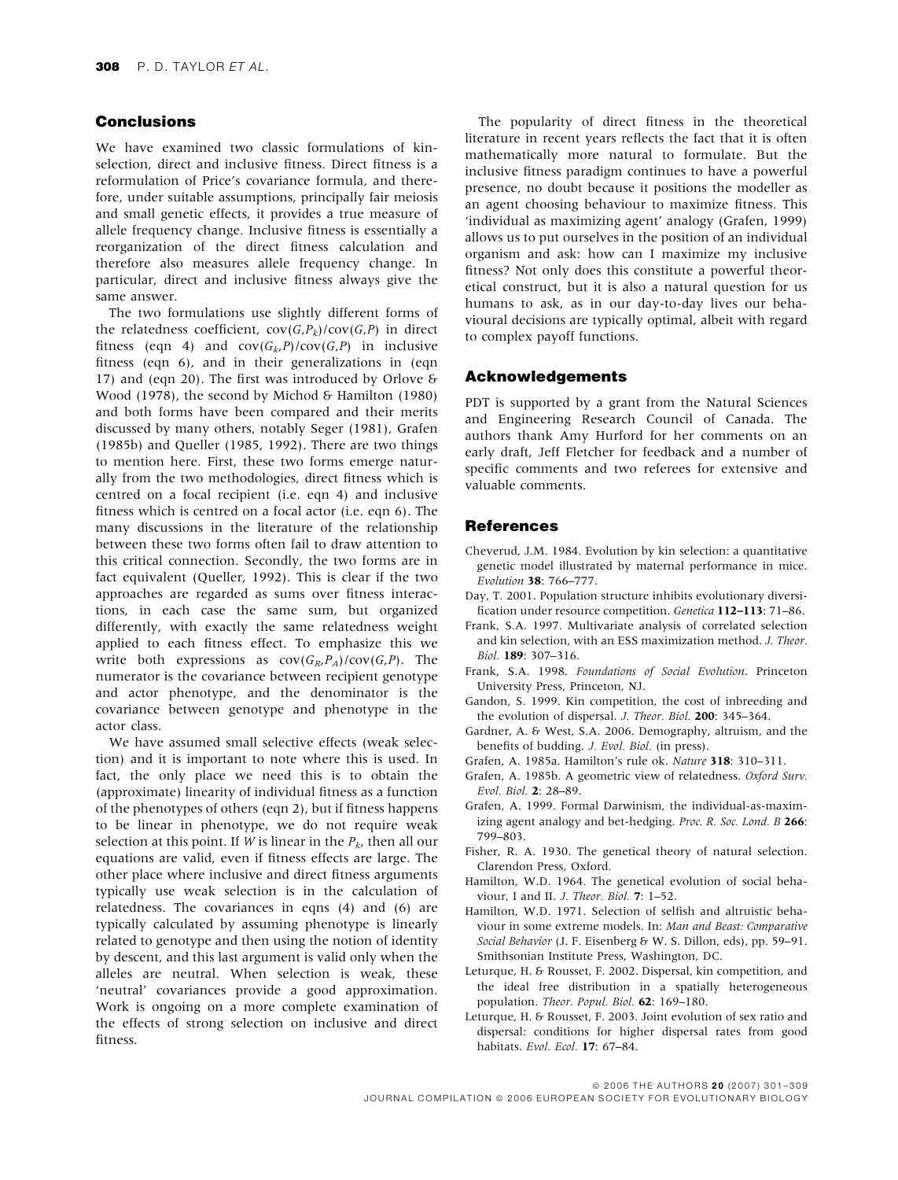## Conclusions

We have examined two classic formulations of kin-selection, direct and inclusive fitness. Direct fitness is a reformulation of Price's covariance formula, and therefore, under suitable assumptions, principally fair meiosis and small genetic effects, it provides a true measure of allele frequency change. Inclusive fitness is essentially a reorganization of the direct fitness calculation and therefore also measures allele frequency change. In particular, direct and inclusive fitness always give the same answer.

The two formulations use slightly different forms of the relatedness coefficient, $\text{cov}(G,P_k)/\text{cov}(G,P)$ in direct fitness (eqn 4) and $\text{cov}(G_k,P)/\text{cov}(G,P)$ in inclusive fitness (eqn 6), and in their generalizations in (eqn 17) and (eqn 20). The first was introduced by Orlove & Wood (1978), the second by Michod & Hamilton (1980) and both forms have been compared and their merits discussed by many others, notably Seger (1981), Grafen (1985b) and Queller (1985, 1992). There are two things to mention here. First, these two forms emerge naturally from the two methodologies, direct fitness which is centred on a focal recipient (i.e. eqn 4) and inclusive fitness which is centred on a focal actor (i.e. eqn 6). The many discussions in the literature of the relationship between these two forms often fail to draw attention to this critical connection. Secondly, the two forms are in fact equivalent (Queller, 1992). This is clear if the two approaches are regarded as sums over fitness interactions, in each case the same sum, but organized differently, with exactly the same relatedness weight applied to each fitness effect. To emphasize this we write both expressions as $\text{cov}(G_R,P_A)/\text{cov}(G,P)$. The numerator is the covariance between recipient genotype and actor phenotype, and the denominator is the covariance between genotype and phenotype in the actor class.

We have assumed small selective effects (weak selection) and it is important to note where this is used. In fact, the only place we need this is to obtain the (approximate) linearity of individual fitness as a function of the phenotypes of others (eqn 2), but if fitness happens to be linear in phenotype, we do not require weak selection at this point. If $W$ is linear in the $P_k$, then all our equations are valid, even if fitness effects are large. The other place where inclusive and direct fitness arguments typically use weak selection is in the calculation of relatedness. The covariances in eqns (4) and (6) are typically calculated by assuming phenotype is linearly related to genotype and then using the notion of identity by descent, and this last argument is valid only when the alleles are neutral. When selection is weak, these 'neutral' covariances provide a good approximation. Work is ongoing on a more complete examination of the effects of strong selection on inclusive and direct fitness.

The popularity of direct fitness in the theoretical literature in recent years reflects the fact that it is often mathematically more natural to formulate. But the inclusive fitness paradigm continues to have a powerful presence, no doubt because it positions the modeller as an agent choosing behaviour to maximize fitness. This 'individual as maximizing agent' analogy (Grafen, 1999) allows us to put ourselves in the position of an individual organism and ask: how can I maximize my inclusive fitness? Not only does this constitute a powerful theoretical construct, but it is also a natural question for us humans to ask, as in our day-to-day lives our behavioural decisions are typically optimal, albeit with regard to complex payoff functions.

## Acknowledgements

PDT is supported by a grant from the Natural Sciences and Engineering Research Council of Canada. The authors thank Amy Hurford for her comments on an early draft, Jeff Fletcher for feedback and a number of specific comments and two referees for extensive and valuable comments.

## References

Cheverud, J.M. 1984. Evolution by kin selection: a quantitative genetic model illustrated by maternal performance in mice. *Evolution* **38**: 766–777.

Day, T. 2001. Population structure inhibits evolutionary diversification under resource competition. *Genetica* **112–113**: 71–86.

Frank, S.A. 1997. Multivariate analysis of correlated selection and kin selection, with an ESS maximization method. *J. Theor. Biol.* **189**: 307–316.

Frank, S.A. 1998. *Foundations of Social Evolution*. Princeton University Press, Princeton, NJ.

Gandon, S. 1999. Kin competition, the cost of inbreeding and the evolution of dispersal. *J. Theor. Biol.* **200**: 345–364.

Gardner, A. & West, S.A. 2006. Demography, altruism, and the benefits of budding. *J. Evol. Biol.* (in press).

Grafen, A. 1985a. Hamilton's rule ok. *Nature* **318**: 310–311.

Grafen, A. 1985b. A geometric view of relatedness. *Oxford Surv. Evol. Biol.* **2**: 28–89.

Grafen, A. 1999. Formal Darwinism, the individual-as-maximizing agent analogy and bet-hedging. *Proc. R. Soc. Lond. B* **266**: 799–803.

Fisher, R. A. 1930. The genetical theory of natural selection. Clarendon Press, Oxford.

Hamilton, W.D. 1964. The genetical evolution of social behaviour, I and II. *J. Theor. Biol.* **7**: 1–52.

Hamilton, W.D. 1971. Selection of selfish and altruistic behaviour in some extreme models. In: *Man and Beast: Comparative Social Behavior* (J. F. Eisenberg & W. S. Dillon, eds), pp. 59–91. Smithsonian Institute Press, Washington, DC.

Leturque, H. & Rousset, F. 2002. Dispersal, kin competition, and the ideal free distribution in a spatially heterogeneous population. *Theor. Popul. Biol.* **62**: 169–180.

Leturque, H. & Rousset, F. 2003. Joint evolution of sex ratio and dispersal: conditions for higher dispersal rates from good habitats. *Evol. Ecol.* **17**: 67–84.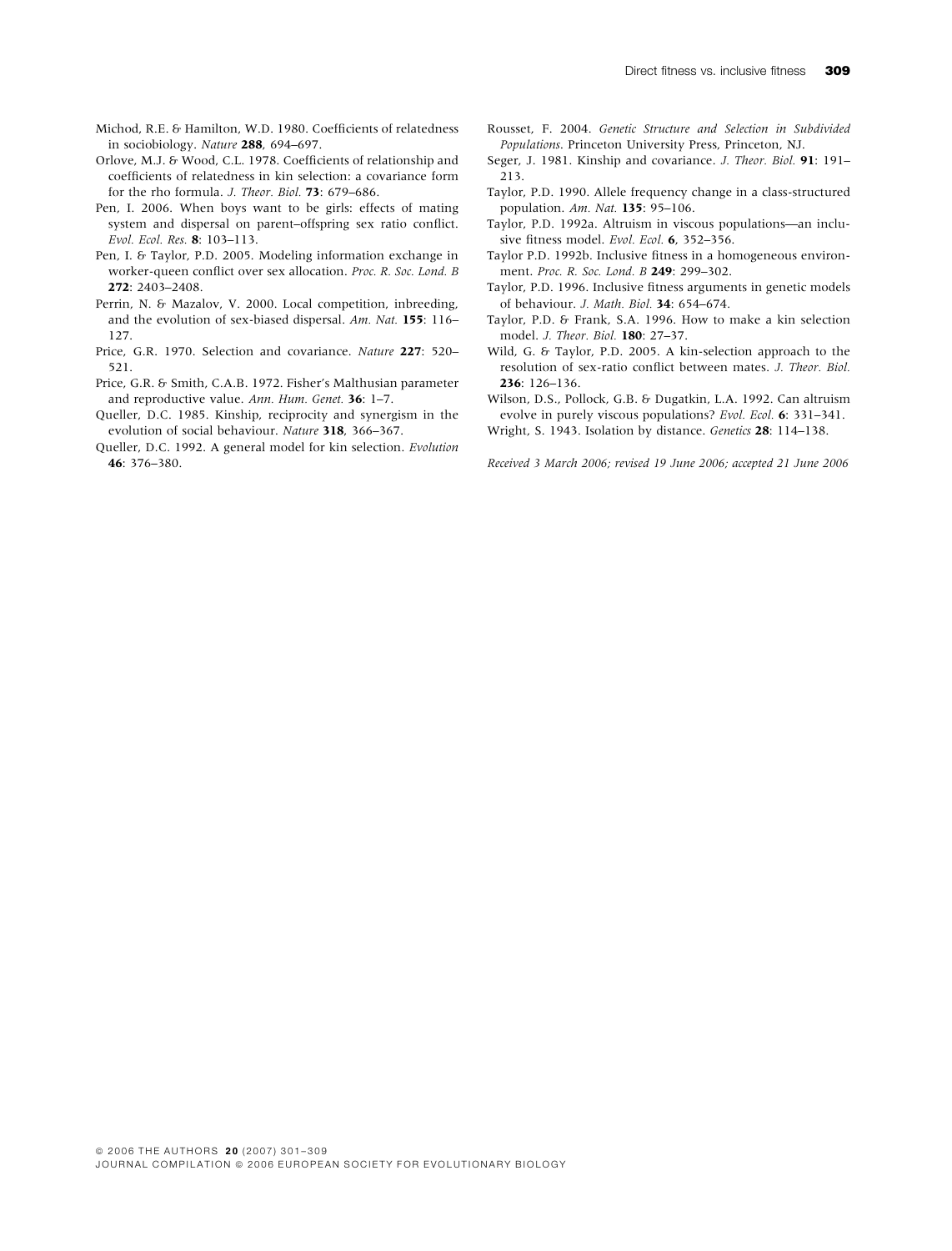Michod, R.E. & Hamilton, W.D. 1980. Coefficients of relatedness in sociobiology. *Nature* **288**, 694–697.

Orlove, M.J. & Wood, C.L. 1978. Coefficients of relationship and coefficients of relatedness in kin selection: a covariance form for the rho formula. *J. Theor. Biol.* **73**: 679–686.

Pen, I. 2006. When boys want to be girls: effects of mating system and dispersal on parent–offspring sex ratio conflict. *Evol. Ecol. Res.* **8**: 103–113.

Pen, I. & Taylor, P.D. 2005. Modeling information exchange in worker-queen conflict over sex allocation. *Proc. R. Soc. Lond. B* **272**: 2403–2408.

Perrin, N. & Mazalov, V. 2000. Local competition, inbreeding, and the evolution of sex-biased dispersal. *Am. Nat.* **155**: 116–127.

Price, G.R. 1970. Selection and covariance. *Nature* **227**: 520–521.

Price, G.R. & Smith, C.A.B. 1972. Fisher's Malthusian parameter and reproductive value. *Ann. Hum. Genet.* **36**: 1–7.

Queller, D.C. 1985. Kinship, reciprocity and synergism in the evolution of social behaviour. *Nature* **318**, 366–367.

Queller, D.C. 1992. A general model for kin selection. *Evolution* **46**: 376–380.

Rousset, F. 2004. *Genetic Structure and Selection in Subdivided Populations*. Princeton University Press, Princeton, NJ.

Seger, J. 1981. Kinship and covariance. *J. Theor. Biol.* **91**: 191–213.

Taylor, P.D. 1990. Allele frequency change in a class-structured population. *Am. Nat.* **135**: 95–106.

Taylor, P.D. 1992a. Altruism in viscous populations—an inclusive fitness model. *Evol. Ecol.* **6**, 352–356.

Taylor P.D. 1992b. Inclusive fitness in a homogeneous environment. *Proc. R. Soc. Lond. B* **249**: 299–302.

Taylor, P.D. 1996. Inclusive fitness arguments in genetic models of behaviour. *J. Math. Biol.* **34**: 654–674.

Taylor, P.D. & Frank, S.A. 1996. How to make a kin selection model. *J. Theor. Biol.* **180**: 27–37.

Wild, G. & Taylor, P.D. 2005. A kin-selection approach to the resolution of sex-ratio conflict between mates. *J. Theor. Biol.* **236**: 126–136.

Wilson, D.S., Pollock, G.B. & Dugatkin, L.A. 1992. Can altruism evolve in purely viscous populations? *Evol. Ecol.* **6**: 331–341.

Wright, S. 1943. Isolation by distance. *Genetics* **28**: 114–138.

*Received 3 March 2006; revised 19 June 2006; accepted 21 June 2006*